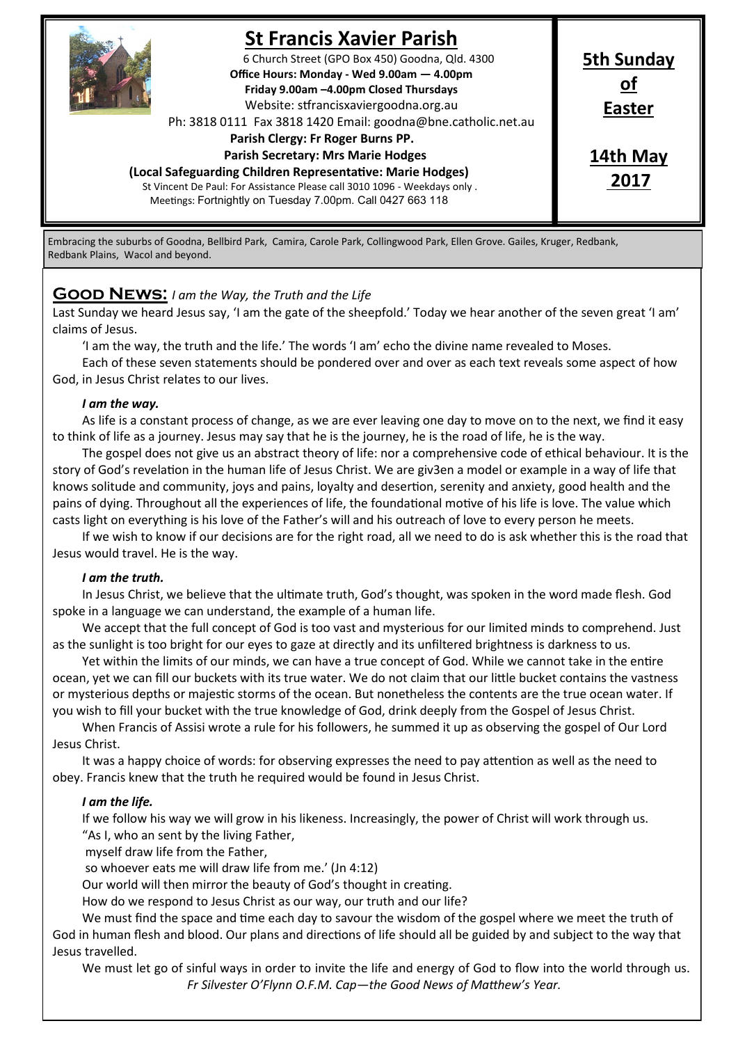# St Francis Xavier Parish

6 Church Street (GPO Box 450) Goodna, Qld. 4300

**Office Hours: Monday - Wed 9.00am — 4.00pm**

**Friday 9.00am –4.00pm Closed Thursdays**

Website: stfrancisxaviergoodna.org.au

Ph: 3818 0111 Fax 3818 1420 Email: goodna@bne.catholic.net.au

**Parish Clergy: Fr Roger Burns PP.**

**Parish Secretary: Mrs Marie Hodges**

**(Local Safeguarding Children Representative: Marie Hodges)**

St Vincent De Paul: For Assistance Please call 3010 1096 - Weekdays only .

Meetings: Fortnightly on Tuesday 7.00pm. Call 0427 663 118

**5th Sunday of Easter**

**14th May 2017**

Embracing the suburbs of Goodna, Bellbird Park, Camira, Carole Park, Collingwood Park, Ellen Grove. Gailes, Kruger, Redbank, Redbank Plains, Wacol and beyond.

## Good News: *I am the Way, the Truth and the Life*

Last Sunday we heard Jesus say, 'I am the gate of the sheepfold.' Today we hear another of the seven great 'I am' claims of Jesus.

'I am the way, the truth and the life.' The words 'I am' echo the divine name revealed to Moses.

Each of these seven statements should be pondered over and over as each text reveals some aspect of how God, in Jesus Christ relates to our lives.

***I am the way.***

As life is a constant process of change, as we are ever leaving one day to move on to the next, we find it easy to think of life as a journey. Jesus may say that he is the journey, he is the road of life, he is the way.

The gospel does not give us an abstract theory of life: nor a comprehensive code of ethical behaviour. It is the story of God's revelation in the human life of Jesus Christ. We are giv3en a model or example in a way of life that knows solitude and community, joys and pains, loyalty and desertion, serenity and anxiety, good health and the pains of dying. Throughout all the experiences of life, the foundational motive of his life is love. The value which casts light on everything is his love of the Father's will and his outreach of love to every person he meets.

If we wish to know if our decisions are for the right road, all we need to do is ask whether this is the road that Jesus would travel. He is the way.

***I am the truth.***

In Jesus Christ, we believe that the ultimate truth, God's thought, was spoken in the word made flesh. God spoke in a language we can understand, the example of a human life.

We accept that the full concept of God is too vast and mysterious for our limited minds to comprehend. Just as the sunlight is too bright for our eyes to gaze at directly and its unfiltered brightness is darkness to us.

Yet within the limits of our minds, we can have a true concept of God. While we cannot take in the entire ocean, yet we can fill our buckets with its true water. We do not claim that our little bucket contains the vastness or mysterious depths or majestic storms of the ocean. But nonetheless the contents are the true ocean water. If you wish to fill your bucket with the true knowledge of God, drink deeply from the Gospel of Jesus Christ.

When Francis of Assisi wrote a rule for his followers, he summed it up as observing the gospel of Our Lord Jesus Christ.

It was a happy choice of words: for observing expresses the need to pay attention as well as the need to obey. Francis knew that the truth he required would be found in Jesus Christ.

***I am the life.***

If we follow his way we will grow in his likeness. Increasingly, the power of Christ will work through us.

"As I, who an sent by the living Father,

myself draw life from the Father,

so whoever eats me will draw life from me.' (Jn 4:12)

Our world will then mirror the beauty of God's thought in creating.

How do we respond to Jesus Christ as our way, our truth and our life?

We must find the space and time each day to savour the wisdom of the gospel where we meet the truth of God in human flesh and blood. Our plans and directions of life should all be guided by and subject to the way that Jesus travelled.

We must let go of sinful ways in order to invite the life and energy of God to flow into the world through us.

*Fr Silvester O'Flynn O.F.M. Cap—the Good News of Matthew's Year.*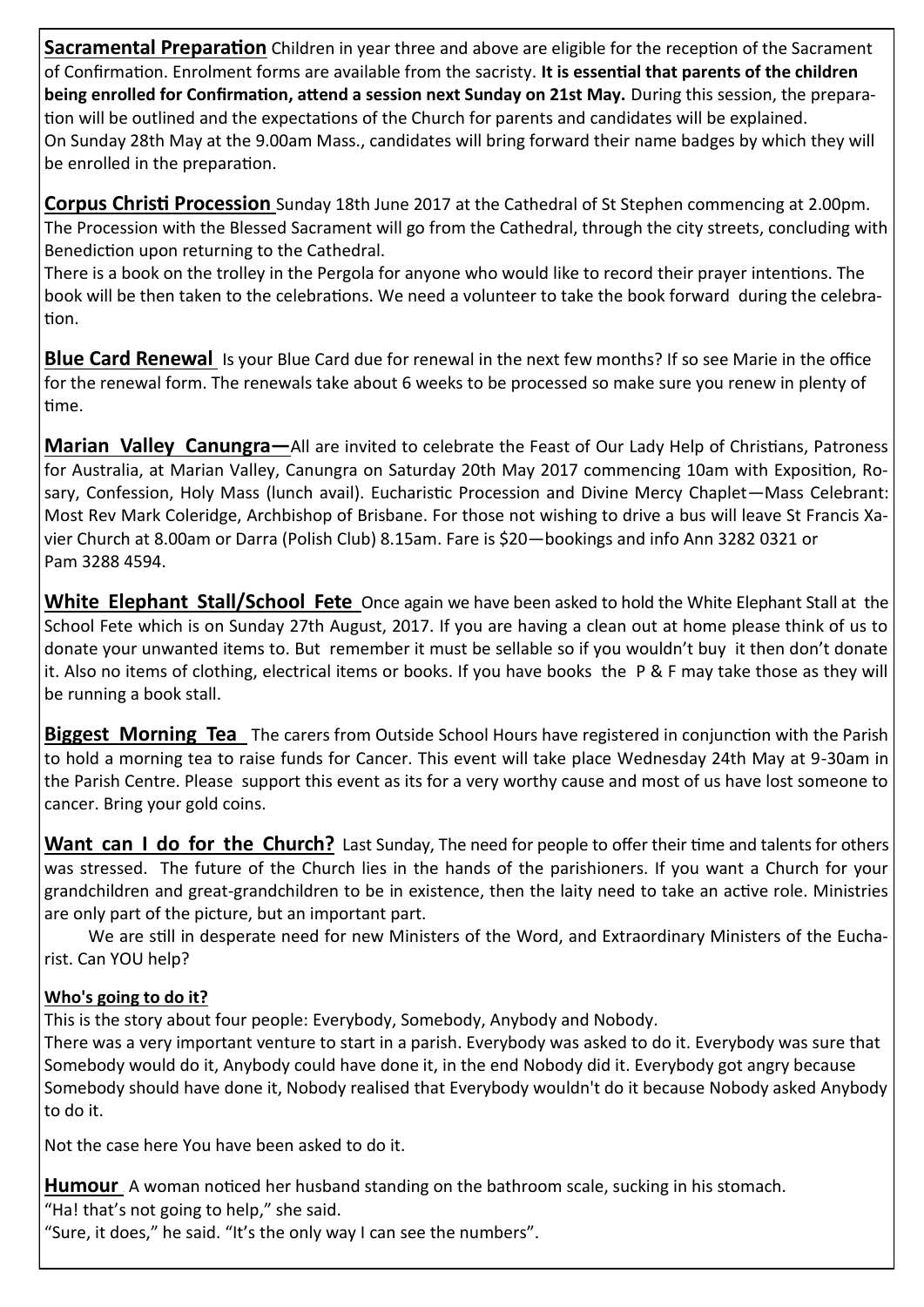**Sacramental Preparation** Children in year three and above are eligible for the reception of the Sacrament of Confirmation. Enrolment forms are available from the sacristy. **It is essential that parents of the children being enrolled for Confirmation, attend a session next Sunday on 21st May.** During this session, the preparation will be outlined and the expectations of the Church for parents and candidates will be explained.
On Sunday 28th May at the 9.00am Mass., candidates will bring forward their name badges by which they will be enrolled in the preparation.

**Corpus Christi Procession** Sunday 18th June 2017 at the Cathedral of St Stephen commencing at 2.00pm. The Procession with the Blessed Sacrament will go from the Cathedral, through the city streets, concluding with Benediction upon returning to the Cathedral.
There is a book on the trolley in the Pergola for anyone who would like to record their prayer intentions. The book will be then taken to the celebrations. We need a volunteer to take the book forward during the celebration.

**Blue Card Renewal** Is your Blue Card due for renewal in the next few months? If so see Marie in the office for the renewal form. The renewals take about 6 weeks to be processed so make sure you renew in plenty of time.

**Marian Valley Canungra—**All are invited to celebrate the Feast of Our Lady Help of Christians, Patroness for Australia, at Marian Valley, Canungra on Saturday 20th May 2017 commencing 10am with Exposition, Rosary, Confession, Holy Mass (lunch avail). Eucharistic Procession and Divine Mercy Chaplet—Mass Celebrant: Most Rev Mark Coleridge, Archbishop of Brisbane. For those not wishing to drive a bus will leave St Francis Xavier Church at 8.00am or Darra (Polish Club) 8.15am. Fare is $20—bookings and info Ann 3282 0321 or Pam 3288 4594.

**White Elephant Stall/School Fete** Once again we have been asked to hold the White Elephant Stall at the School Fete which is on Sunday 27th August, 2017. If you are having a clean out at home please think of us to donate your unwanted items to. But remember it must be sellable so if you wouldn't buy it then don't donate it. Also no items of clothing, electrical items or books. If you have books the P & F may take those as they will be running a book stall.

**Biggest Morning Tea** The carers from Outside School Hours have registered in conjunction with the Parish to hold a morning tea to raise funds for Cancer. This event will take place Wednesday 24th May at 9-30am in the Parish Centre. Please support this event as its for a very worthy cause and most of us have lost someone to cancer. Bring your gold coins.

**Want can I do for the Church?** Last Sunday, The need for people to offer their time and talents for others was stressed. The future of the Church lies in the hands of the parishioners. If you want a Church for your grandchildren and great-grandchildren to be in existence, then the laity need to take an active role. Ministries are only part of the picture, but an important part.

We are still in desperate need for new Ministers of the Word, and Extraordinary Ministers of the Eucharist. Can YOU help?

**Who's going to do it?**

This is the story about four people: Everybody, Somebody, Anybody and Nobody.
There was a very important venture to start in a parish. Everybody was asked to do it. Everybody was sure that Somebody would do it, Anybody could have done it, in the end Nobody did it. Everybody got angry because Somebody should have done it, Nobody realised that Everybody wouldn't do it because Nobody asked Anybody to do it.

Not the case here You have been asked to do it.

**Humour** A woman noticed her husband standing on the bathroom scale, sucking in his stomach.
"Ha! that's not going to help," she said.
"Sure, it does," he said. "It's the only way I can see the numbers".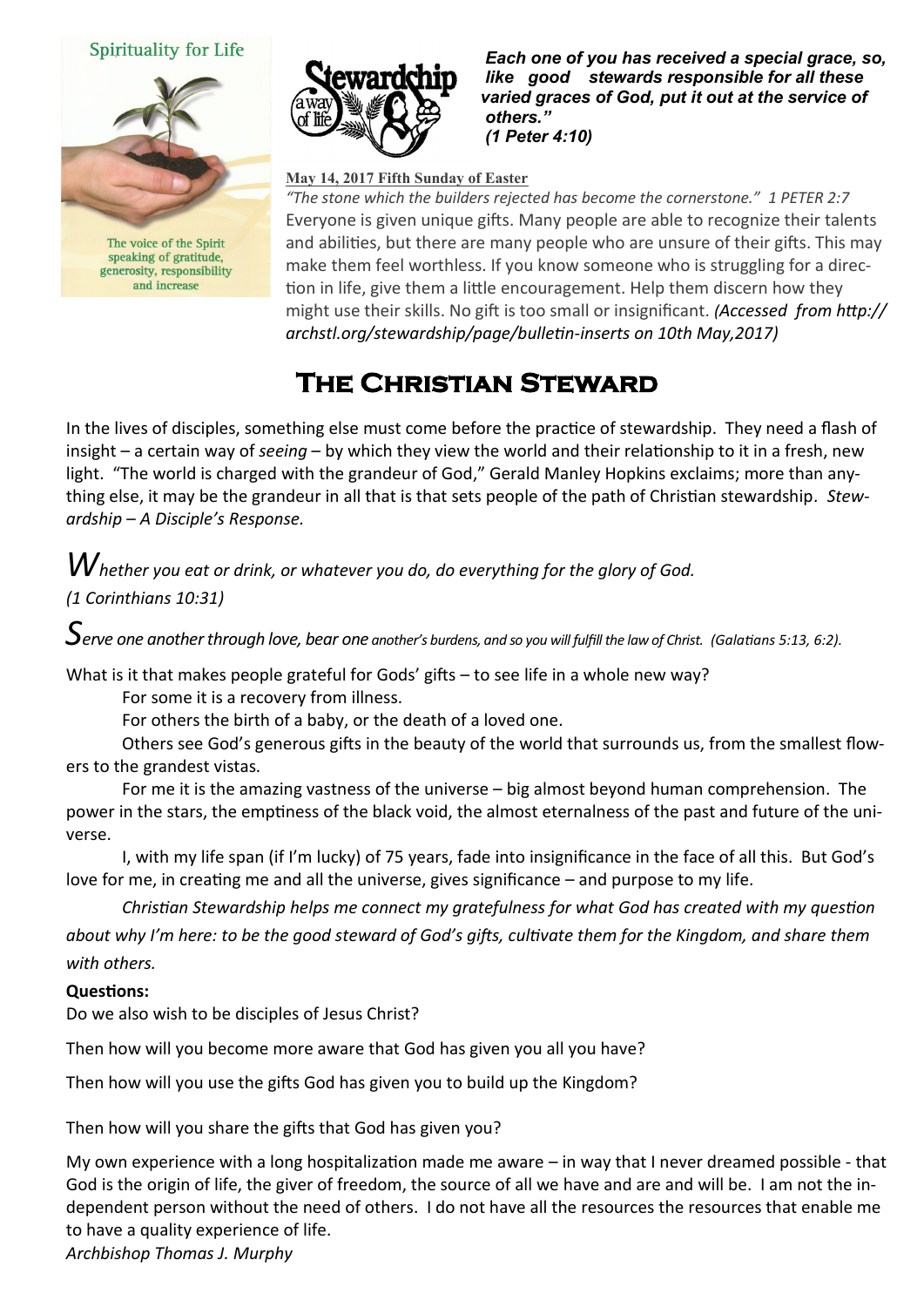Spirituality for Life

The voice of the Spirit speaking of gratitude, generosity, responsibility and increase

***Each one of you has received a special grace, so, like good stewards responsible for all these varied graces of God, put it out at the service of others."* (1 Peter 4:10)**

**May 14, 2017 Fifth Sunday of Easter**

*"The stone which the builders rejected has become the cornerstone." 1 PETER 2:7*
Everyone is given unique gifts. Many people are able to recognize their talents and abilities, but there are many people who are unsure of their gifts. This may make them feel worthless. If you know someone who is struggling for a direction in life, give them a little encouragement. Help them discern how they might use their skills. No gift is too small or insignificant. ***(Accessed from http://archstl.org/stewardship/page/bulletin-inserts on 10th May,2017)***

# The Christian Steward

In the lives of disciples, something else must come before the practice of stewardship. They need a flash of insight – a certain way of *seeing* – by which they view the world and their relationship to it in a fresh, new light. "The world is charged with the grandeur of God," Gerald Manley Hopkins exclaims; more than anything else, it may be the grandeur in all that is that sets people of the path of Christian stewardship. *Stewardship – A Disciple's Response.*

*Whether you eat or drink, or whatever you do, do everything for the glory of God. (1 Corinthians 10:31)*

*Serve one another through love, bear one another's burdens, and so you will fulfill the law of Christ. (Galatians 5:13, 6:2).*

What is it that makes people grateful for Gods' gifts – to see life in a whole new way?

For some it is a recovery from illness.

For others the birth of a baby, or the death of a loved one.

Others see God's generous gifts in the beauty of the world that surrounds us, from the smallest flowers to the grandest vistas.

For me it is the amazing vastness of the universe – big almost beyond human comprehension. The power in the stars, the emptiness of the black void, the almost eternalness of the past and future of the universe.

I, with my life span (if I'm lucky) of 75 years, fade into insignificance in the face of all this. But God's love for me, in creating me and all the universe, gives significance – and purpose to my life.

*Christian Stewardship helps me connect my gratefulness for what God has created with my question about why I'm here: to be the good steward of God's gifts, cultivate them for the Kingdom, and share them with others.*

**Questions:**

Do we also wish to be disciples of Jesus Christ?

Then how will you become more aware that God has given you all you have?

Then how will you use the gifts God has given you to build up the Kingdom?

Then how will you share the gifts that God has given you?

My own experience with a long hospitalization made me aware – in way that I never dreamed possible - that God is the origin of life, the giver of freedom, the source of all we have and are and will be. I am not the independent person without the need of others. I do not have all the resources the resources that enable me to have a quality experience of life.

*Archbishop Thomas J. Murphy*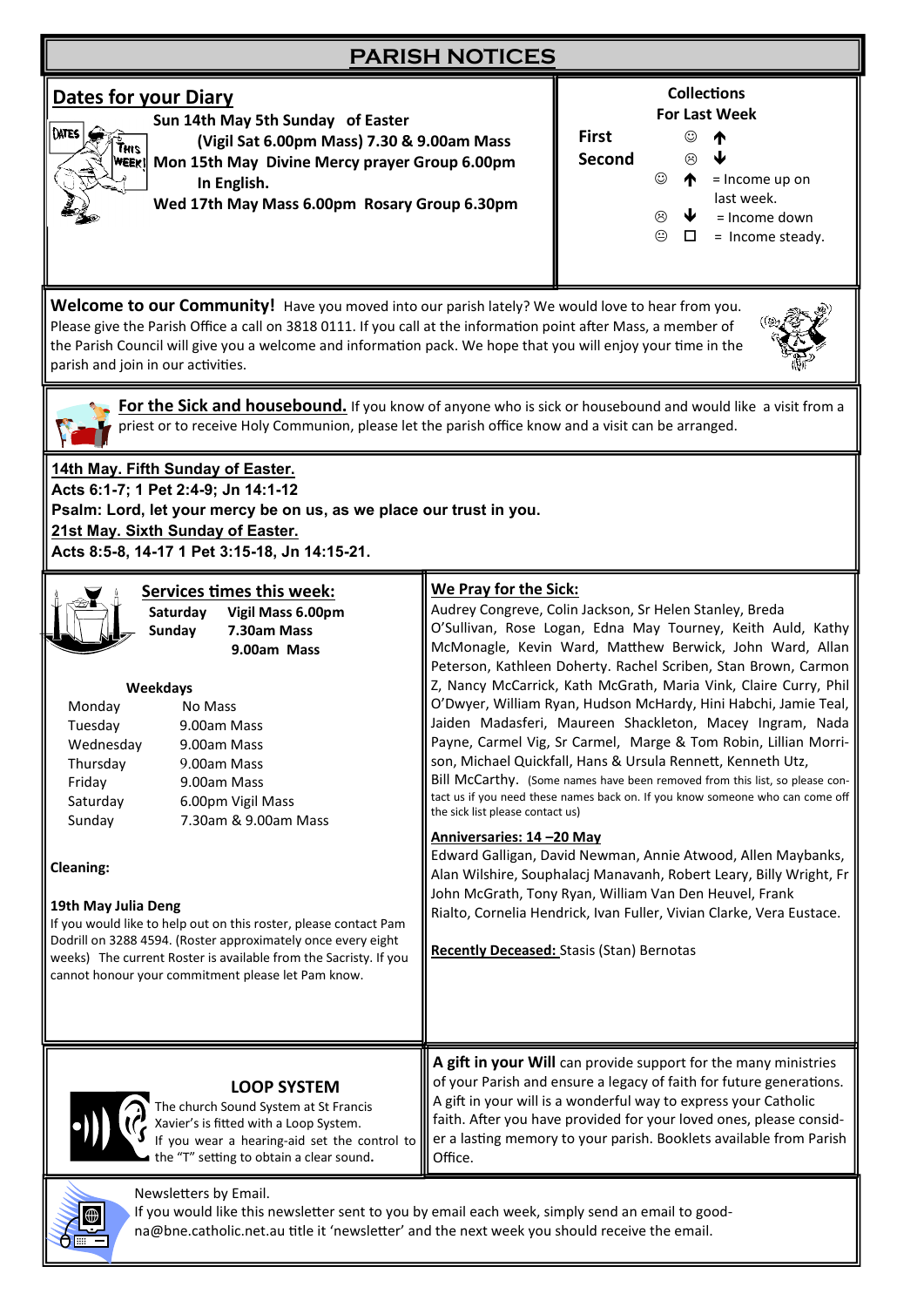# PARISH NOTICES

## Dates for your Diary

**Sun 14th May 5th Sunday of Easter**
**(Vigil Sat 6.00pm Mass) 7.30 & 9.00am Mass**
**Mon 15th May Divine Mercy prayer Group 6.00pm In English.**
**Wed 17th May Mass 6.00pm Rosary Group 6.30pm**

**Collections For Last Week**

| | | |
|---|---|---|
| **First** | ☺ | ↑ |
| **Second** | ☹ | ↓ |

☺ ↑ = Income up on last week.
☹ ↓ = Income down
😐 ☐ = Income steady.

**Welcome to our Community!** Have you moved into our parish lately? We would love to hear from you. Please give the Parish Office a call on 3818 0111. If you call at the information point after Mass, a member of the Parish Council will give you a welcome and information pack. We hope that you will enjoy your time in the parish and join in our activities.

**For the Sick and housebound.** If you know of anyone who is sick or housebound and would like a visit from a priest or to receive Holy Communion, please let the parish office know and a visit can be arranged.

**14th May. Fifth Sunday of Easter.**
**Acts 6:1-7; 1 Pet 2:4-9; Jn 14:1-12**
**Psalm: Lord, let your mercy be on us, as we place our trust in you.**
**21st May. Sixth Sunday of Easter.**
**Acts 8:5-8, 14-17 1 Pet 3:15-18, Jn 14:15-21.**

## Services times this week:

| | |
|---|---|
| **Saturday** | **Vigil Mass 6.00pm** |
| **Sunday** | **7.30am Mass** |
| | **9.00am Mass** |

**Weekdays**

| | |
|---|---|
| Monday | No Mass |
| Tuesday | 9.00am Mass |
| Wednesday | 9.00am Mass |
| Thursday | 9.00am Mass |
| Friday | 9.00am Mass |
| Saturday | 6.00pm Vigil Mass |
| Sunday | 7.30am & 9.00am Mass |

**Cleaning:**

**19th May Julia Deng**

If you would like to help out on this roster, please contact Pam Dodrill on 3288 4594. (Roster approximately once every eight weeks) The current Roster is available from the Sacristy. If you cannot honour your commitment please let Pam know.

## We Pray for the Sick:

Audrey Congreve, Colin Jackson, Sr Helen Stanley, Breda O'Sullivan, Rose Logan, Edna May Tourney, Keith Auld, Kathy McMonagle, Kevin Ward, Matthew Berwick, John Ward, Allan Peterson, Kathleen Doherty. Rachel Scriben, Stan Brown, Carmon Z, Nancy McCarrick, Kath McGrath, Maria Vink, Claire Curry, Phil O'Dwyer, William Ryan, Hudson McHardy, Hini Habchi, Jamie Teal, Jaiden Madasferi, Maureen Shackleton, Macey Ingram, Nada Payne, Carmel Vig, Sr Carmel, Marge & Tom Robin, Lillian Morrison, Michael Quickfall, Hans & Ursula Rennett, Kenneth Utz, Bill McCarthy. (Some names have been removed from this list, so please contact us if you need these names back on. If you know someone who can come off the sick list please contact us)

**Anniversaries: 14 –20 May**

Edward Galligan, David Newman, Annie Atwood, Allen Maybanks, Alan Wilshire, Souphalacj Manavanh, Robert Leary, Billy Wright, Fr John McGrath, Tony Ryan, William Van Den Heuvel, Frank Rialto, Cornelia Hendrick, Ivan Fuller, Vivian Clarke, Vera Eustace.

**Recently Deceased:** Stasis (Stan) Bernotas

## LOOP SYSTEM

The church Sound System at St Francis Xavier's is fitted with a Loop System. If you wear a hearing-aid set the control to the "T" setting to obtain a clear sound.

**A gift in your Will** can provide support for the many ministries of your Parish and ensure a legacy of faith for future generations. A gift in your will is a wonderful way to express your Catholic faith. After you have provided for your loved ones, please consider a lasting memory to your parish. Booklets available from Parish Office.

Newsletters by Email.
If you would like this newsletter sent to you by email each week, simply send an email to goodna@bne.catholic.net.au title it 'newsletter' and the next week you should receive the email.